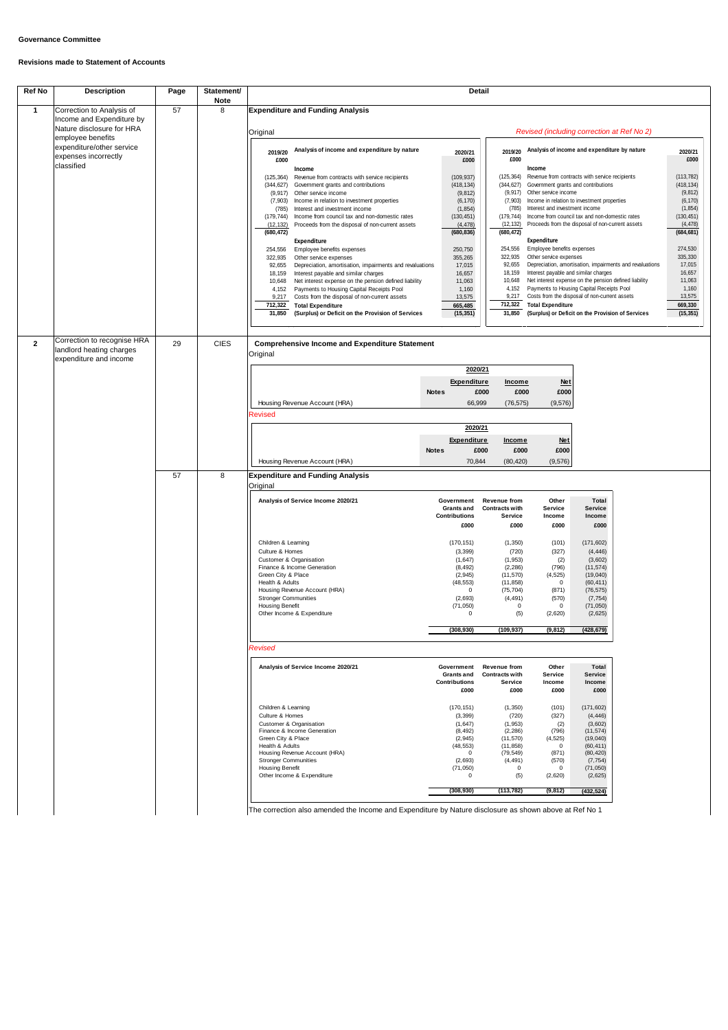**Governance Committee**

**Revisions made to Statement of Accounts**

| Ref No | Description | Page | Statement/ Note | Detail |
|---|---|---|---|---|
| 1 | Correction to Analysis of Income and Expenditure by Nature disclosure for HRA employee benefits expenditure/other service expenses incorrectly classified | 57 | 8 | Expenditure and Funding Analysis (see below) |
| 2 | Correction to recognise HRA landlord heating charges expenditure and income | 29 | CIES | Comprehensive Income and Expenditure Statement (see below) |
| | | 57 | 8 | Expenditure and Funding Analysis (see below) |

## Ref No 1 – Expenditure and Funding Analysis

**Original**

| 2019/20 £000 | Analysis of income and expenditure by nature | 2020/21 £000 |
|---|---|---|
| | **Income** | |
| (125,364) | Revenue from contracts with service recipients | (109,937) |
| (344,627) | Government grants and contributions | (418,134) |
| (9,917) | Other service income | (9,812) |
| (7,903) | Income in relation to investment properties | (6,170) |
| (785) | Interest and investment income | (1,854) |
| (179,744) | Income from council tax and non-domestic rates | (130,451) |
| (12,132) | Proceeds from the disposal of non-current assets | (4,478) |
| **(680,472)** | | **(680,836)** |
| | **Expenditure** | |
| 254,556 | Employee benefits expenses | 250,750 |
| 322,935 | Other service expenses | 355,265 |
| 92,655 | Depreciation, amortisation, impairments and revaluations | 17,015 |
| 18,159 | Interest payable and similar charges | 16,657 |
| 10,648 | Net interest expense on the pension defined liability | 11,063 |
| 4,152 | Payments to Housing Capital Receipts Pool | 1,160 |
| 9,217 | Costs from the disposal of non-current assets | 13,575 |
| **712,322** | **Total Expenditure** | **665,485** |
| **31,850** | **(Surplus) or Deficit on the Provision of Services** | **(15,351)** |

*Revised (including correction at Ref No 2)*

| 2019/20 £000 | Analysis of income and expenditure by nature | 2020/21 £000 |
|---|---|---|
| | **Income** | |
| (125,364) | Revenue from contracts with service recipients | (113,782) |
| (344,627) | Government grants and contributions | (418,134) |
| (9,917) | Other service income | (9,812) |
| (7,903) | Income in relation to investment properties | (6,170) |
| (785) | Interest and investment income | (1,854) |
| (179,744) | Income from council tax and non-domestic rates | (130,451) |
| (12,132) | Proceeds from the disposal of non-current assets | (4,478) |
| **(680,472)** | | **(684,681)** |
| | **Expenditure** | |
| 254,556 | Employee benefits expenses | 274,530 |
| 322,935 | Other service expenses | 335,330 |
| 92,655 | Depreciation, amortisation, impairments and revaluations | 17,015 |
| 18,159 | Interest payable and similar charges | 16,657 |
| 10,648 | Net interest expense on the pension defined liability | 11,063 |
| 4,152 | Payments to Housing Capital Receipts Pool | 1,160 |
| 9,217 | Costs from the disposal of non-current assets | 13,575 |
| **712,322** | **Total Expenditure** | **669,330** |
| **31,850** | **(Surplus) or Deficit on the Provision of Services** | **(15,351)** |

## Ref No 2 – Comprehensive Income and Expenditure Statement

**Original**

| | Notes | 2020/21 Expenditure £000 | Income £000 | Net £000 |
|---|---|---|---|---|
| Housing Revenue Account (HRA) | | 66,999 | (76,575) | (9,576) |

*Revised*

| | Notes | 2020/21 Expenditure £000 | Income £000 | Net £000 |
|---|---|---|---|---|
| Housing Revenue Account (HRA) | | 70,844 | (80,420) | (9,576) |

## Ref No 2 – Expenditure and Funding Analysis

**Original**

| Analysis of Service Income 2020/21 | Government Grants and Contributions £000 | Revenue from Contracts with Service £000 | Other Service Income £000 | Total Service Income £000 |
|---|---|---|---|---|
| Children & Learning | (170,151) | (1,350) | (101) | (171,602) |
| Culture & Homes | (3,399) | (720) | (327) | (4,446) |
| Customer & Organisation | (1,647) | (1,953) | (2) | (3,602) |
| Finance & Income Generation | (8,492) | (2,286) | (796) | (11,574) |
| Green City & Place | (2,945) | (11,570) | (4,525) | (19,040) |
| Health & Adults | (48,553) | (11,858) | 0 | (60,411) |
| Housing Revenue Account (HRA) | 0 | (75,704) | (871) | (76,575) |
| Stronger Communities | (2,693) | (4,491) | (570) | (7,754) |
| Housing Benefit | (71,050) | 0 | 0 | (71,050) |
| Other Income & Expenditure | 0 | (5) | (2,620) | (2,625) |
| | **(308,930)** | **(109,937)** | **(9,812)** | **(428,679)** |

*Revised*

| Analysis of Service Income 2020/21 | Government Grants and Contributions £000 | Revenue from Contracts with Service £000 | Other Service Income £000 | Total Service Income £000 |
|---|---|---|---|---|
| Children & Learning | (170,151) | (1,350) | (101) | (171,602) |
| Culture & Homes | (3,399) | (720) | (327) | (4,446) |
| Customer & Organisation | (1,647) | (1,953) | (2) | (3,602) |
| Finance & Income Generation | (8,492) | (2,286) | (796) | (11,574) |
| Green City & Place | (2,945) | (11,570) | (4,525) | (19,040) |
| Health & Adults | (48,553) | (11,858) | 0 | (60,411) |
| Housing Revenue Account (HRA) | 0 | (79,549) | (871) | (80,420) |
| Stronger Communities | (2,693) | (4,491) | (570) | (7,754) |
| Housing Benefit | (71,050) | 0 | 0 | (71,050) |
| Other Income & Expenditure | 0 | (5) | (2,620) | (2,625) |
| | **(308,930)** | **(113,782)** | **(9,812)** | **(432,524)** |

The correction also amended the Income and Expenditure by Nature disclosure as shown above at Ref No 1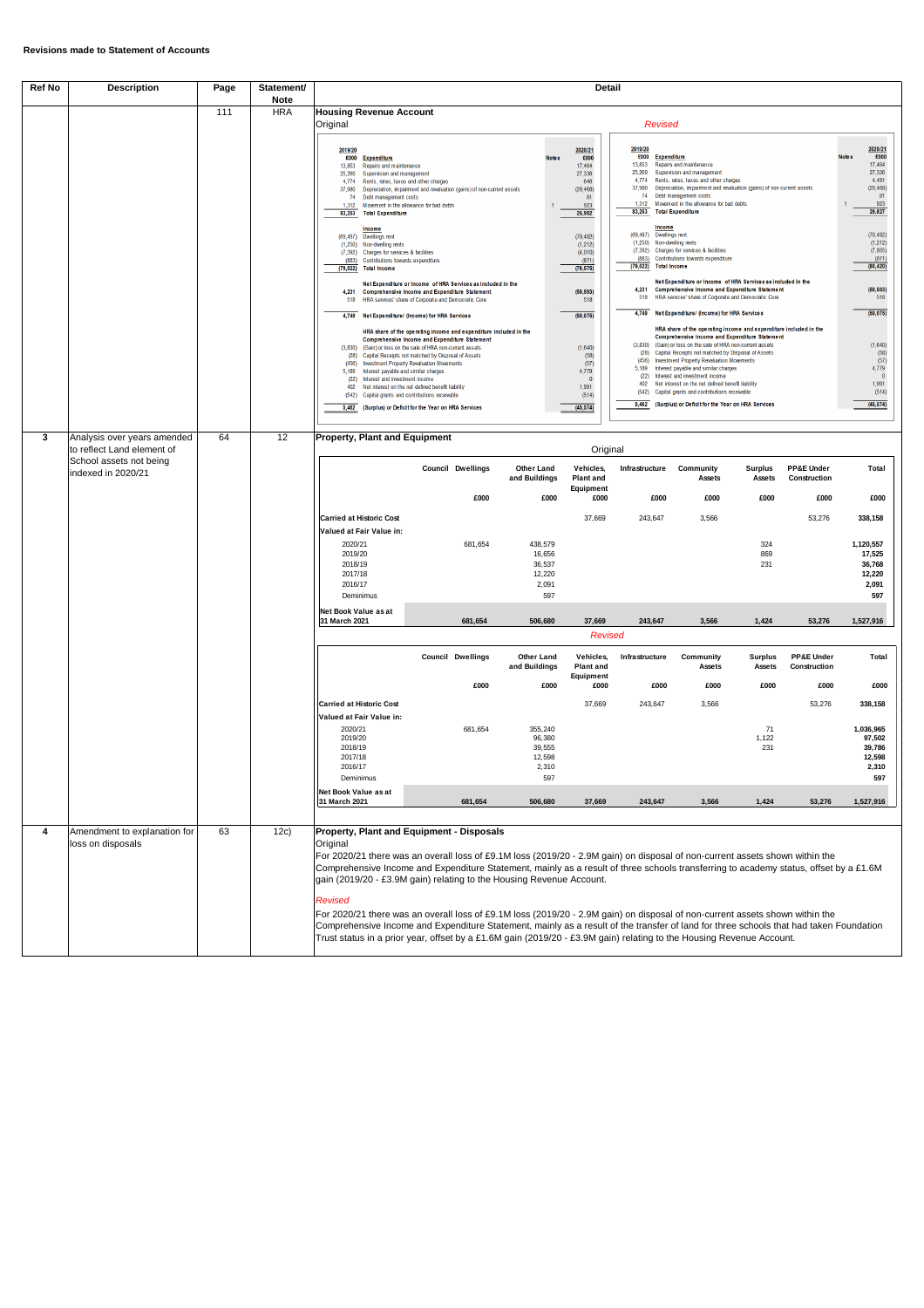**Revisions made to Statement of Accounts**

| Ref No | Description | Page | Statement/ Note | Detail |
|---|---|---|---|---|
| | | 111 | HRA | **Housing Revenue Account** (see below) |
| 3 | Analysis over years amended to reflect Land element of School assets not being indexed in 2020/21 | 64 | 12 | **Property, Plant and Equipment** (see below) |
| 4 | Amendment to explanation for loss on disposals | 63 | 12c) | **Property, Plant and Equipment - Disposals** (see below) |

## Housing Revenue Account

Original

| 2019/20 £000 | | Notes | 2020/21 £000 |
|---|---|---|---|
| | **Expenditure** | | |
| 13,853 | Repairs and maintenance | | 17,464 |
| 25,260 | Supervision and management | | 27,336 |
| 4,774 | Rents, rates, taxes and other charges | | 646 |
| 37,980 | Depreciation, impairment and revaluation (gains) of non-current assets | | (20,468) |
| 74 | Debt management costs | | 81 |
| 1,312 | Movement in the allowance for bad debts | 1 | 923 |
| **83,253** | **Total Expenditure** | | **25,982** |
| | **Income** | | |
| (69,497) | Dwellings rent | | (70,482) |
| (1,250) | Non-dwelling rents | | (1,212) |
| (7,392) | Charges for services & facilities | | (4,010) |
| (883) | Contributions towards expenditure | | (871) |
| **(79,022)** | **Total Income** | | **(76,575)** |
| | **Net Expenditure or Income of HRA Services as included in the Comprehensive Income and Expenditure Statement** | | |
| 4,231 | | | (50,593) |
| 518 | HRA services' share of Corporate and Democratic Core | | 518 |
| **4,749** | **Net Expenditure/ (Income) for HRA Services** | | **(50,075)** |
| | **HRA share of the operating income and expenditure included in the Comprehensive Income and Expenditure Statement** | | |
| (3,830) | (Gain) or loss on the sale of HRA non-current assets | | (1,640) |
| (28) | Capital Receipts not matched by Disposal of Assets | | (58) |
| (456) | Investment Property Revaluation Movements | | (57) |
| 5,189 | Interest payable and similar charges | | 4,779 |
| (22) | Interest and investment income | | 0 |
| 402 | Net interest on the net defined benefit liability | | 1,991 |
| (542) | Capital grants and contributions receivable | | (514) |
| **5,462** | **(Surplus) or Deficit for the Year on HRA Services** | | **(45,574)** |

*Revised*

| 2019/20 £000 | | Notes | 2020/21 £000 |
|---|---|---|---|
| | **Expenditure** | | |
| 13,853 | Repairs and maintenance | | 17,464 |
| 25,260 | Supervision and management | | 27,336 |
| 4,774 | Rents, rates, taxes and other charges | | 4,491 |
| 37,980 | Depreciation, impairment and revaluation (gains) of non-current assets | | (20,468) |
| 74 | Debt management costs | | 81 |
| 1,312 | Movement in the allowance for bad debts | 1 | 923 |
| **83,253** | **Total Expenditure** | | **29,827** |
| | **Income** | | |
| (69,497) | Dwellings rent | | (70,482) |
| (1,250) | Non-dwelling rents | | (1,212) |
| (7,392) | Charges for services & facilities | | (7,855) |
| (883) | Contributions towards expenditure | | (871) |
| **(79,022)** | **Total Income** | | **(80,420)** |
| | **Net Expenditure or Income of HRA Services as included in the Comprehensive Income and Expenditure Statement** | | |
| 4,231 | | | (50,593) |
| 518 | HRA services' share of Corporate and Democratic Core | | 518 |
| **4,749** | **Net Expenditure/ (Income) for HRA Services** | | **(50,075)** |
| | **HRA share of the operating income and expenditure included in the Comprehensive Income and Expenditure Statement** | | |
| (3,830) | (Gain) or loss on the sale of HRA non-current assets | | (1,640) |
| (28) | Capital Receipts not matched by Disposal of Assets | | (58) |
| (456) | Investment Property Revaluation Movements | | (57) |
| 5,189 | Interest payable and similar charges | | 4,779 |
| (22) | Interest and investment income | | 0 |
| 402 | Net interest on the net defined benefit liability | | 1,991 |
| (542) | Capital grants and contributions receivable | | (514) |
| **5,462** | **(Surplus) or Deficit for the Year on HRA Services** | | **(45,574)** |

## Property, Plant and Equipment

Original

| | Council Dwellings £000 | Other Land and Buildings £000 | Vehicles, Plant and Equipment £000 | Infrastructure £000 | Community Assets £000 | Surplus Assets £000 | PP&E Under Construction £000 | Total £000 |
|---|---|---|---|---|---|---|---|---|
| **Carried at Historic Cost** | | | 37,669 | 243,647 | 3,566 | | 53,276 | **338,158** |
| **Valued at Fair Value in:** | | | | | | | | |
| 2020/21 | 681,654 | 438,579 | | | | 324 | | **1,120,557** |
| 2019/20 | | 16,656 | | | | 869 | | **17,525** |
| 2018/19 | | 36,537 | | | | 231 | | **36,768** |
| 2017/18 | | 12,220 | | | | | | **12,220** |
| 2016/17 | | 2,091 | | | | | | **2,091** |
| Deminimus | | 597 | | | | | | **597** |
| **Net Book Value as at 31 March 2021** | **681,654** | **506,680** | **37,669** | **243,647** | **3,566** | **1,424** | **53,276** | **1,527,916** |

*Revised*

| | Council Dwellings £000 | Other Land and Buildings £000 | Vehicles, Plant and Equipment £000 | Infrastructure £000 | Community Assets £000 | Surplus Assets £000 | PP&E Under Construction £000 | Total £000 |
|---|---|---|---|---|---|---|---|---|
| **Carried at Historic Cost** | | | 37,669 | 243,647 | 3,566 | | 53,276 | **338,158** |
| **Valued at Fair Value in:** | | | | | | | | |
| 2020/21 | 681,654 | 355,240 | | | | 71 | | **1,036,965** |
| 2019/20 | | 96,380 | | | | 1,122 | | **97,502** |
| 2018/19 | | 39,555 | | | | 231 | | **39,786** |
| 2017/18 | | 12,598 | | | | | | **12,598** |
| 2016/17 | | 2,310 | | | | | | **2,310** |
| Deminimus | | 597 | | | | | | **597** |
| **Net Book Value as at 31 March 2021** | **681,654** | **506,680** | **37,669** | **243,647** | **3,566** | **1,424** | **53,276** | **1,527,916** |

## Property, Plant and Equipment - Disposals

Original

For 2020/21 there was an overall loss of £9.1M loss (2019/20 - 2.9M gain) on disposal of non-current assets shown within the Comprehensive Income and Expenditure Statement, mainly as a result of three schools transferring to academy status, offset by a £1.6M gain (2019/20 - £3.9M gain) relating to the Housing Revenue Account.

*Revised*

For 2020/21 there was an overall loss of £9.1M loss (2019/20 - 2.9M gain) on disposal of non-current assets shown within the Comprehensive Income and Expenditure Statement, mainly as a result of the transfer of land for three schools that had taken Foundation Trust status in a prior year, offset by a £1.6M gain (2019/20 - £3.9M gain) relating to the Housing Revenue Account.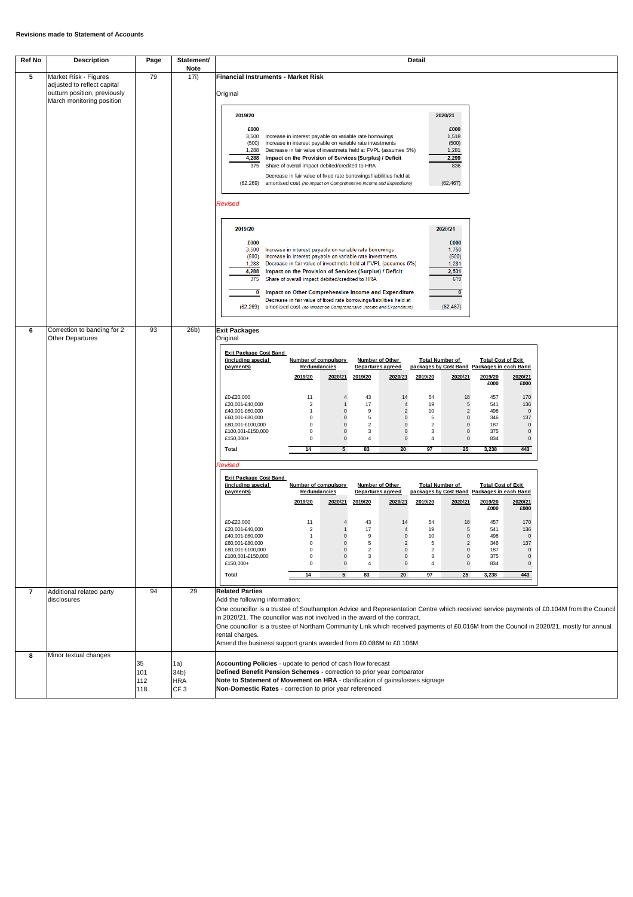**Revisions made to Statement of Accounts**

| Ref No | Description | Page | Statement/ Note | Detail |
|---|---|---|---|---|
| 5 | Market Risk - Figures adjusted to reflect capital outturn position, previously March monitoring position | 79 | 17i) | **Financial Instruments - Market Risk** (see tables below) |
| 6 | Correction to banding for 2 Other Departures | 93 | 26b) | **Exit Packages** (see tables below) |
| 7 | Additional related party disclosures | 94 | 29 | **Related Parties**<br>Add the following information:<br>One councillor is a trustee of Southampton Advice and Representation Centre which received service payments of £0.104M from the Council in 2020/21. The councillor was not involved in the award of the contract.<br>One councillor is a trustee of Northam Community Link which received payments of £0.016M from the Council in 2020/21, mostly for annual rental charges.<br>Amend the business support grants awarded from £0.086M to £0.106M. |
| 8 | Minor textual changes | 35<br>101<br>112<br>118 | 1a)<br>34b)<br>HRA<br>CF 3 | **Accounting Policies** - update to period of cash flow forecast<br>**Defined Benefit Pension Schemes** - correction to prior year comparator<br>**Note to Statement of Movement on HRA** - clarification of gains/losses signage<br>**Non-Domestic Rates** - correction to prior year referenced |

**Ref 5 – Financial Instruments - Market Risk**

Original

| 2019/20 £000 | | 2020/21 £000 |
|---|---|---|
| 3,500 | Increase in interest payable on variable rate borrowings | 1,518 |
| (500) | Increase in interest payable on variable rate investments | (500) |
| 1,288 | Decrease in fair value of investmets held at FVPL (assumes 5%) | 1,281 |
| **4,288** | **Impact on the Provision of Services (Surplus) / Deficit** | **2,299** |
| 375 | Share of overall impact debited/credited to HRA | 836 |
| (62,269) | Decrease in fair value of fixed rate borrowings/liabilities held at amortised cost *(no impact on Comprehensive Income and Expenditure)* | (62,467) |

*Revised*

| 2019/20 £000 | | 2020/21 £000 |
|---|---|---|
| 3,500 | Increase in interest payable on variable rate borrowings | 1,750 |
| (500) | Increase in interest payable on variable rate investments | (500) |
| 1,288 | Decrease in fair value of investmets held at FVPL (assumes 5%) | 1,281 |
| **4,288** | **Impact on the Provision of Services (Surplus) / Deficit** | **2,531** |
| 375 | Share of overall impact debited/credited to HRA | 619 |
| **0** | **Impact on Other Comprehensive Income and Expenditure** | **0** |
| (62,269) | Decrease in fair value of fixed rate borrowings/liabilities held at amortised cost *(no impact on Comprehensive Income and Expenditure)* | (62,467) |

**Ref 6 – Exit Packages**

Original

| Exit Package Cost Band (including special payments) | Number of compulsory Redundancies | | Number of Other Departures agreed | | Total Number of packages by Cost Band | | Total Cost of Exit Packages in each Band | |
|---|---|---|---|---|---|---|---|---|
| | 2019/20 | 2020/21 | 2019/20 | 2020/21 | 2019/20 | 2020/21 | 2019/20 £000 | 2020/21 £000 |
| £0-£20,000 | 11 | 4 | 43 | 14 | 54 | 18 | 457 | 170 |
| £20,001-£40,000 | 2 | 1 | 17 | 4 | 19 | 5 | 541 | 136 |
| £40,001-£60,000 | 1 | 0 | 9 | 2 | 10 | 2 | 498 | 0 |
| £60,001-£80,000 | 0 | 0 | 5 | 0 | 5 | 0 | 346 | 137 |
| £80,001-£100,000 | 0 | 0 | 2 | 0 | 2 | 0 | 187 | 0 |
| £100,001-£150,000 | 0 | 0 | 3 | 0 | 3 | 0 | 375 | 0 |
| £150,000+ | 0 | 0 | 4 | 0 | 4 | 0 | 834 | 0 |
| **Total** | **14** | **5** | **83** | **20** | **97** | **25** | **3,238** | **443** |

*Revised*

| Exit Package Cost Band (including special payments) | Number of compulsory Redundancies | | Number of Other Departures agreed | | Total Number of packages by Cost Band | | Total Cost of Exit Packages in each Band | |
|---|---|---|---|---|---|---|---|---|
| | 2019/20 | 2020/21 | 2019/20 | 2020/21 | 2019/20 | 2020/21 | 2019/20 £000 | 2020/21 £000 |
| £0-£20,000 | 11 | 4 | 43 | 14 | 54 | 18 | 457 | 170 |
| £20,001-£40,000 | 2 | 1 | 17 | 4 | 19 | 5 | 541 | 136 |
| £40,001-£60,000 | 1 | 0 | 9 | 0 | 10 | 0 | 498 | 0 |
| £60,001-£80,000 | 0 | 0 | 5 | 2 | 5 | 2 | 346 | 137 |
| £80,001-£100,000 | 0 | 0 | 2 | 0 | 2 | 0 | 187 | 0 |
| £100,001-£150,000 | 0 | 0 | 3 | 0 | 3 | 0 | 375 | 0 |
| £150,000+ | 0 | 0 | 4 | 0 | 4 | 0 | 834 | 0 |
| **Total** | **14** | **5** | **83** | **20** | **97** | **25** | **3,238** | **443** |